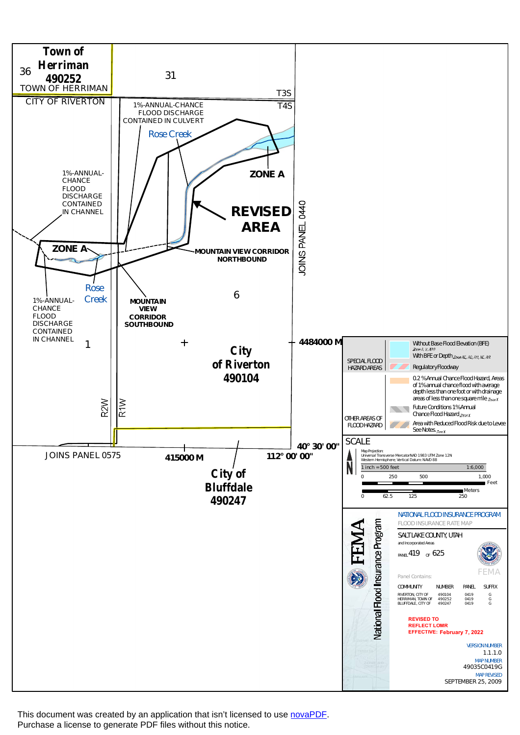Town of Herriman
490252

36

31

TOWN OF HERRIMAN

CITY OF RIVERTON

T3S

T4S

1%-ANNUAL-CHANCE FLOOD DISCHARGE CONTAINED IN CULVERT

Rose Creek

ZONE A

1%-ANNUAL-CHANCE FLOOD DISCHARGE CONTAINED IN CHANNEL

REVISED AREA

JOINS PANEL 0440

ZONE A

MOUNTAIN VIEW CORRIDOR NORTHBOUND

Rose Creek

6

1%-ANNUAL-CHANCE FLOOD DISCHARGE CONTAINED IN CHANNEL

MOUNTAIN VIEW CORRIDOR SOUTHBOUND

1

4484000 M

City of Riverton
490104

R2W

R1W

JOINS PANEL 0575

415000 M

40° 30' 00"

112° 00' 00"

City of Bluffdale
490247

| | | |
|---|---|---|
| SPECIAL FLOOD HAZARD AREAS | | Without Base Flood Elevation (BFE) *Zone A, V, A99* |
| | | With BFE or Depth *Zone AE, AO, AH, VE, AR* |
| | | Regulatory Floodway |
| OTHER AREAS OF FLOOD HAZARD | | 0.2 % Annual Chance Flood Hazard, Areas of 1% annual chance flood with average depth less than one foot or with drainage areas of less than one square mile *Zone X* |
| | | Future Conditions 1% Annual Chance Flood Hazard *Zone X* |
| | | Area with Reduced Flood Risk due to Levee See Notes. *Zone X* |

SCALE

Map Projection:
Universal Transverse Mercator NAD 1983 UTM Zone 12N
Western Hemisphere; Vertical Datum: NAVD 88

1 inch = 500 feet 1:6,000

0 250 500 1,000 Feet

0 62.5 125 250 Meters

FEMA

National Flood Insurance Program

NATIONAL FLOOD INSURANCE PROGRAM
FLOOD INSURANCE RATE MAP

SALT LAKE COUNTY, UTAH
and Incorporated Areas

PANEL 419 OF 625

FEMA

Panel Contains:

| COMMUNITY | NUMBER | PANEL | SUFFIX |
|---|---|---|---|
| RIVERTON, CITY OF | 490104 | 0419 | G |
| HERRIMAN, TOWN OF | 490252 | 0419 | G |
| BLUFFDALE, CITY OF | 490247 | 0419 | G |

**REVISED TO REFLECT LOMR**
**EFFECTIVE: February 7, 2022**

VERSION NUMBER
1.1.1.0

MAP NUMBER
49035C0419G

MAP REVISED
SEPTEMBER 25, 2009

This document was created by an application that isn't licensed to use novaPDF.
Purchase a license to generate PDF files without this notice.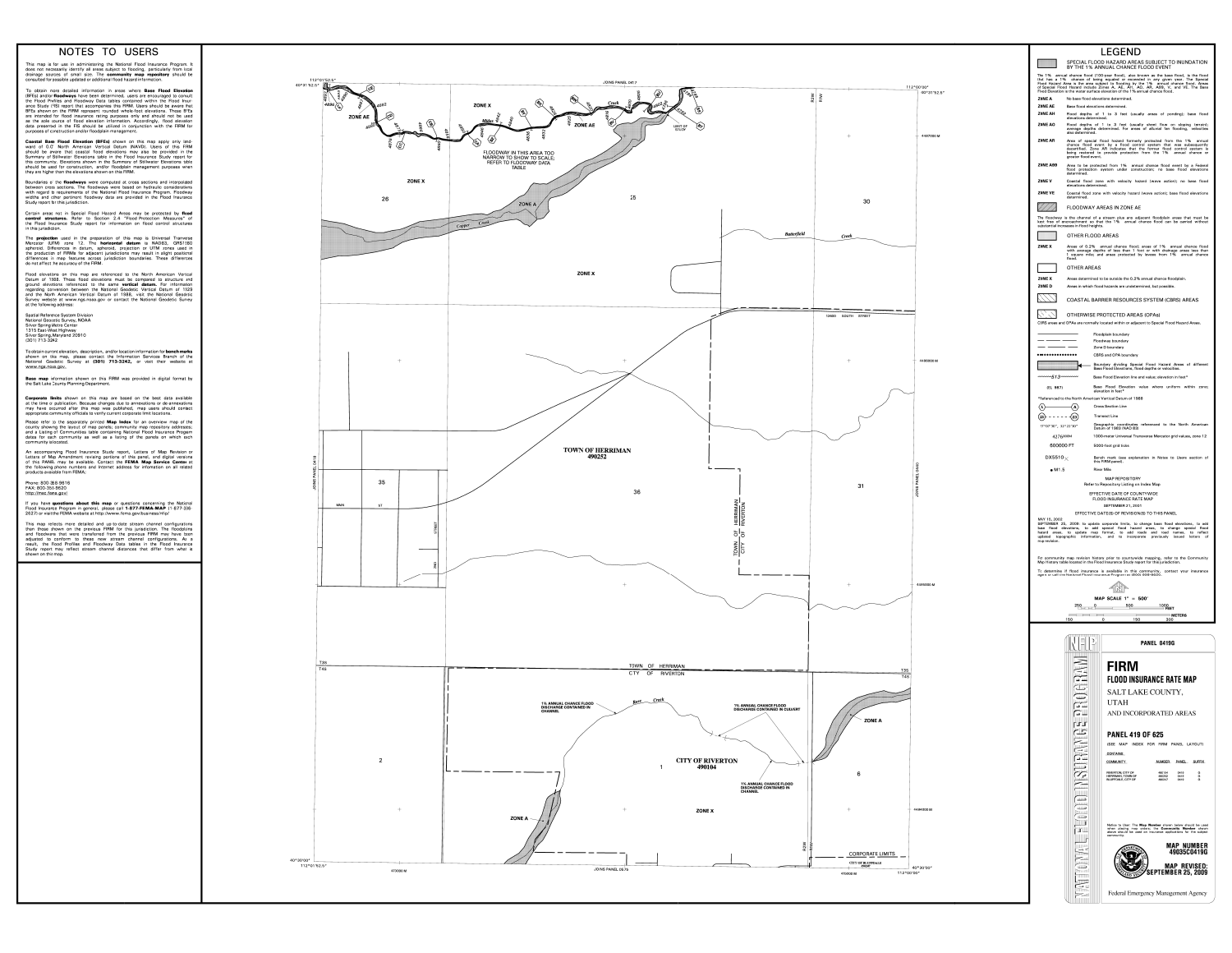# NOTES TO USERS

This map is for use in administering the National Flood Insurance Program. It does not necessarily identify all areas subject to flooding, particularly from local drainage sources of small size. The **community map repository** should be consulted for possible updated or additional flood hazard information.

To obtain more detailed information in areas where **Base Flood Elevations** (BFEs) and/or **floodways** have been determined, users are encouraged to consult the Flood Profiles and Floodway Data tables contained within the Flood Insurance Study (FIS) report that accompanies this FIRM. Users should be aware that BFEs shown on the FIRM represent rounded whole-foot elevations. These BFEs are intended for flood insurance rating purposes only and should not be used as the sole source of flood elevation information. Accordingly, flood elevation data presented in the FIS should be utilized in conjunction with the FIRM for purposes of construction and/or floodplain management.

**Coastal Base Flood Elevations** shown on this map apply only landward of 0.0' North American Vertical Datum (NAVD). Users of this FIRM should be aware that coastal flood elevations may also be provided in the Summary of Stillwater Elevations table in the Flood Insurance Study report for this community. Elevations shown in the Summary of Stillwater Elevations table should be used for construction and/or floodplain management purposes when they are higher than the elevations shown on this FIRM.

Boundaries of the **floodways** were computed at cross sections and interpolated between cross sections. The floodways were based on hydraulic considerations with regard to requirements of the National Flood Insurance Program. Floodway widths and other pertinent floodway data are provided in the Flood Insurance Study report for this jurisdiction.

Certain areas not in Special Flood Hazard Areas may be protected by **flood control structures**. Refer to Section 2.4 "Flood Protection Measures" of the Flood Insurance Study report for information on flood control structures in this jurisdiction.

The **projection** used in the preparation of this map is Universal Transverse Mercator (UTM) zone 12. The **horizontal datum** is NAD83, GRS1980 spheroid. Differences in datum, spheroid, projection or UTM zones used in the production of FIRMs for adjacent jurisdictions may result in slight positional differences in map features across jurisdiction boundaries. These differences do not affect the accuracy of this FIRM.

Flood elevations on this map are referenced to the North American Vertical Datum of 1988. These flood elevations must be compared to structure and ground elevations referenced to the same **vertical datum**. For information regarding conversion between the National Geodetic Vertical Datum of 1929 and the North American Vertical Datum of 1988, visit the National Geodetic Survey website at www.ngs.noaa.gov or contact the National Geodetic Survey at the following address:

Spatial Reference System Division
National Geodetic Survey, NOAA
Silver Spring Metro Center
1315 East-West Highway
Silver Spring, Maryland 20910
(301) 713-3242

To obtain current elevation, description, and/or location information for **bench marks** shown on this map, please contact the Information Services Branch of the National Geodetic Survey at **(301) 713-3242**, or visit their website at www.ngs.noaa.gov.

**Base map** information shown on this FIRM was provided in digital format by the Salt Lake County Planning Department.

**Corporate limits** shown on this map are based on the best data available at the time of publication. Because changes due to annexations or de-annexations may have occurred after this map was published, map users should contact appropriate community officials to verify current corporate limit locations.

Please refer to the separately printed **Map Index** for an overview map of the county showing the layout of map panels; community map repository addresses; and a Listing of Communities table containing National Flood Insurance Program dates for each community as well as a listing of the panels on which each community is located.

An accompanying Flood Insurance Study report, Letters of Map Revision or Letters of Map Amendment revising portions of this panel, and digital versions of this PANEL may be available. Contact the **FEMA Map Service Center** at the following phone numbers and Internet address for information on all related products available from FEMA:

Phone: 800-358-9616
FAX: 800-358-9620
http://msc.fema.gov/

If you have **questions about this map** or questions concerning the National Flood Insurance Program in general, please call **1-877-FEMA-MAP** (1-877-336-2627) or visit the FEMA website at http://www.fema.gov/business/nfip/.

This map reflects more detailed and up-to-date stream channel configurations than those shown on the previous FIRM for this jurisdiction. The floodplains and floodways that were transferred from the previous FIRM may have been adjusted to conform to these new stream channel configurations. As a result, the Flood Profiles and Floodway Data tables in the Flood Insurance Study report may reflect stream channel distances that differ from what is shown on this map.

# LEGEND

SPECIAL FLOOD HAZARD AREAS SUBJECT TO INUNDATION BY THE 1% ANNUAL CHANCE FLOOD EVENT

The 1% annual chance flood (100-year flood), also known as the base flood, is the flood that has a 1% chance of being equaled or exceeded in any given year. The Special Flood Hazard Area is the area subject to flooding by the 1% annual chance flood. Areas of Special Flood Hazard include Zones A, AE, AH, AO, AR, A99, V, and VE. The Base Flood Elevation is the water-surface elevation of the 1% annual chance flood.

- **ZONE A** No base flood elevations determined.
- **ZONE AE** Base flood elevations determined.
- **ZONE AH** Flood depths of 1 to 3 feet (usually areas of ponding); base flood elevations determined.
- **ZONE AO** Flood depths of 1 to 3 feet (usually sheet flow on sloping terrain); average depths determined. For areas of alluvial fan flooding, velocities also determined.
- **ZONE AR** Area of special flood hazard formerly protected from the 1% annual chance flood event by a flood control system that was subsequently decertified. Zone AR indicates that the former flood control system is being restored to provide protection from the 1% annual chance or greater flood event.
- **ZONE A99** Area to be protected from 1% annual chance flood event by a Federal flood protection system under construction; no base flood elevations determined.
- **ZONE V** Coastal flood zone with velocity hazard (wave action); no base flood elevations determined.
- **ZONE VE** Coastal flood zone with velocity hazard (wave action); base flood elevations determined.

FLOODWAY AREAS IN ZONE AE

The floodway is the channel of a stream plus any adjacent floodplain areas that must be kept free of encroachment so that the 1% annual chance flood can be carried without substantial increases in flood heights.

OTHER FLOOD AREAS

- **ZONE X** Areas of 0.2% annual chance flood; areas of 1% annual chance flood with average depths of less than 1 foot or with drainage areas less than 1 square mile; and areas protected by levees from 1% annual chance flood.

OTHER AREAS

- **ZONE X** Areas determined to be outside the 0.2% annual chance floodplain.
- **ZONE D** Areas in which flood hazards are undetermined, but possible.

COASTAL BARRIER RESOURCES SYSTEM (CBRS) AREAS

OTHERWISE PROTECTED AREAS (OPAs)

CBRS areas and OPAs are normally located within or adjacent to Special Flood Hazard Areas.

- Floodplain boundary
- Floodway boundary
- Zone D boundary
- CBRS and OPA boundary
- Boundary dividing Special Flood Hazard Areas of different Base Flood Elevations, flood depths or velocities.
- 513 Base Flood Elevation line and value; elevation in feet*
- (EL 987) Base Flood Elevation value where uniform within zone; elevation in feet*

*Referenced to the North American Vertical Datum of 1988

- A — A Cross Section Line
- 23 — 23 Transect Line
- 97°07'30", 32°22'30" Geographic coordinates referenced to the North American Datum of 1983 (NAD 83)
- 4276000M 1000-meter Universal Transverse Mercator grid values, zone 12
- 600000 FT 5000-foot grid ticks
- DX5510 Bench mark (see explanation in Notes to Users section of this FIRM panel)
- M1.5 River Mile

MAP REPOSITORY
Refer to Repository Listing on Index Map

EFFECTIVE DATE OF COUNTYWIDE FLOOD INSURANCE RATE MAP
SEPTEMBER 21, 2001

EFFECTIVE DATE(S) OF REVISION(S) TO THIS PANEL

MAY 10, 2002
SEPTEMBER 25, 2009: to update corporate limits, to change base flood elevations, to add base flood elevations, to add special flood hazard areas, to change special flood hazard areas, to update map format, to add roads and road names, to reflect updated topographic information, and to incorporate previously issued letters of map revision.

For community map revision history prior to countywide mapping, refer to the Community Map History table located in the Flood Insurance Study report for this jurisdiction.

To determine if flood insurance is available in this community, contact your insurance agent or call the National Flood Insurance Program at (800) 638-6620.

MAP SCALE 1" = 500'

250 0 500 1000 FEET

150 0 150 300 METERS

# PANEL 0419G

## FIRM
## FLOOD INSURANCE RATE MAP

SALT LAKE COUNTY,
UTAH
AND INCORPORATED AREAS

## PANEL 419 OF 625

(SEE MAP INDEX FOR FIRM PANEL LAYOUT)

CONTAINS:

| COMMUNITY | NUMBER | PANEL | SUFFIX |
|---|---|---|---|
| RIVERTON, CITY OF | 490104 | 0419 | G |
| HERRIMAN, TOWN OF | 490252 | 0419 | G |
| BLUFFDALE, CITY OF | 490207 | 0419 | G |

Notice to User: The **Map Number** shown below should be used when placing map orders; the **Community Number** shown above should be used on insurance applications for the subject community.

MAP NUMBER
49035C0419G

MAP REVISED:
SEPTEMBER 25, 2009

Federal Emergency Management Agency

NATIONAL FLOOD INSURANCE PROGRAM

---

JOINS PANEL 0417
JOINS PANEL 0418
JOINS PANEL 0440
JOINS PANEL 0575

112°01'52.5"
40°31'52.5"
112°00'00"
40°31'52.5"
40°30'00"
112°01'52.5"
40°30'00"
112°00'00"

4487000 M
4486000 M
4485000 M
4484000 M
413000 M
415000 M

ZONE AE
ZONE X
ZONE A
Midas
Creek
Copper Creek
Butterfield Creek
Rose Creek
LIMIT OF STUDY

4886, 4884, 4882, 4880, 4878, 4876, 4874, 4872, 4870, 4868, 4866, 4864, 4862, 4860, 4858, 4856, 4854, 4852, 4850, 4848, 4846, 4844, 4842, 4840, 4838, 4836, 4834, 4832

FLOODWAY IN THIS AREA TOO NARROW TO SHOW TO SCALE. REFER TO FLOODWAY DATA TABLE

26
25
30
35
36
31
2
1
6

12600 SOUTH STREET
MAIN ST

TOWN OF HERRIMAN
490252

TOWN OF HERRIMAN
CITY OF RIVERTON

CITY OF RIVERTON
490104

R2W
R1W
T3S
T4S

1% ANNUAL CHANCE FLOOD DISCHARGE CONTAINED IN CHANNEL

1% ANNUAL CHANCE FLOOD DISCHARGE CONTAINED IN CULVERT

1% ANNUAL CHANCE FLOOD DISCHARGE CONTAINED IN CHANNEL

CORPORATE LIMITS
CITY OF BLUFFDALE
490207